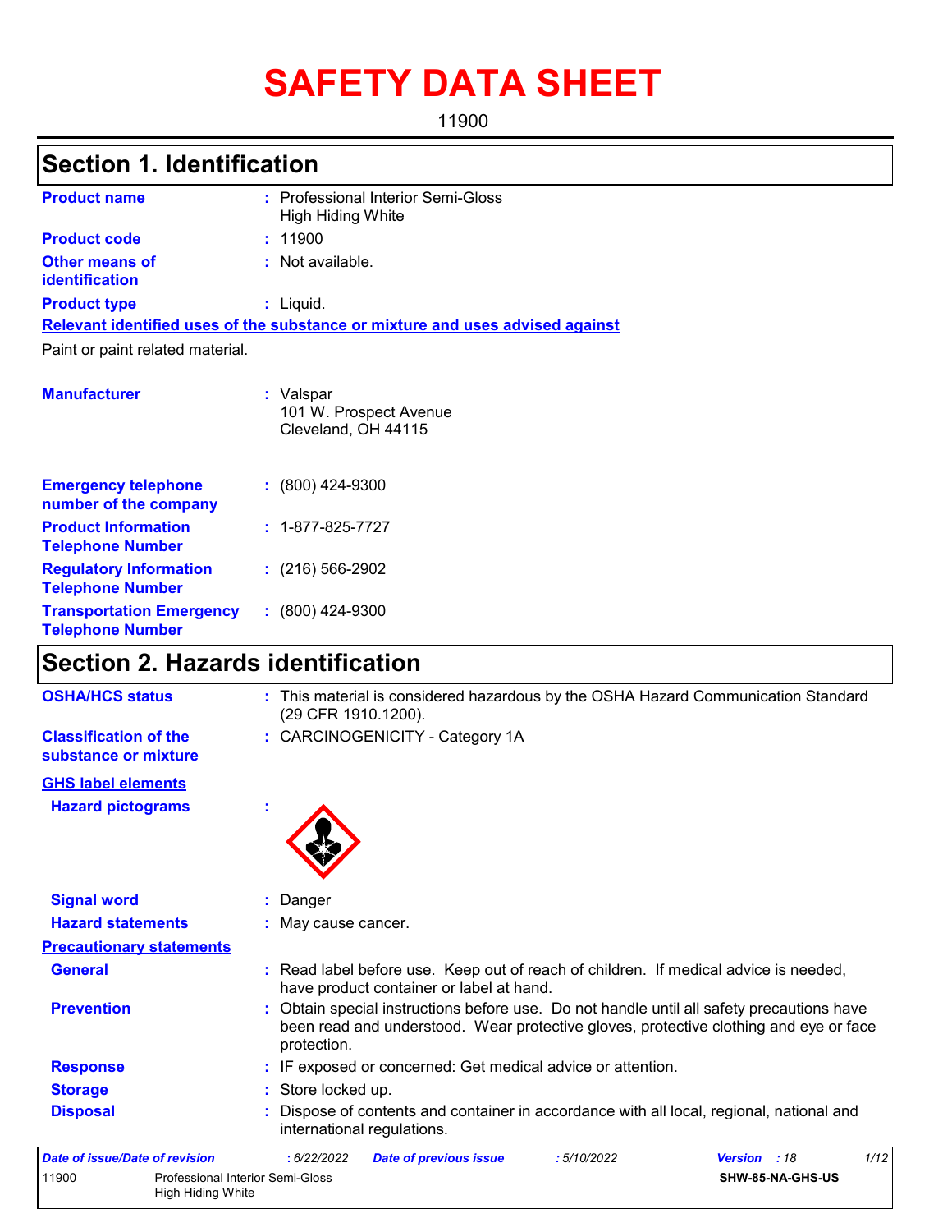# SAFETY DATA SHEET

11900

## Section 1. Identification

**Product name** : Professional Interior Semi-Gloss High Hiding White

**Product code** : 11900

**Other means of identification** : Not available.

**Product type** : Liquid.

**Relevant identified uses of the substance or mixture and uses advised against**

Paint or paint related material.

**Manufacturer** : Valspar
101 W. Prospect Avenue
Cleveland, OH 44115

**Emergency telephone number of the company** : (800) 424-9300

**Product Information Telephone Number** : 1-877-825-7727

**Regulatory Information Telephone Number** : (216) 566-2902

**Transportation Emergency Telephone Number** : (800) 424-9300

## Section 2. Hazards identification

**OSHA/HCS status** : This material is considered hazardous by the OSHA Hazard Communication Standard (29 CFR 1910.1200).

**Classification of the substance or mixture** : CARCINOGENICITY - Category 1A

**GHS label elements**

**Hazard pictograms** :

**Signal word** : Danger

**Hazard statements** : May cause cancer.

**Precautionary statements**

**General** : Read label before use. Keep out of reach of children. If medical advice is needed, have product container or label at hand.

**Prevention** : Obtain special instructions before use. Do not handle until all safety precautions have been read and understood. Wear protective gloves, protective clothing and eye or face protection.

**Response** : IF exposed or concerned: Get medical advice or attention.

**Storage** : Store locked up.

**Disposal** : Dispose of contents and container in accordance with all local, regional, national and international regulations.

| *Date of issue/Date of revision* | : 6/22/2022 | *Date of previous issue* | : 5/10/2022 | *Version* : 18 |
|---|---|---|---|---|
| 11900 | Professional Interior Semi-Gloss High Hiding White | | | SHW-85-NA-GHS-US |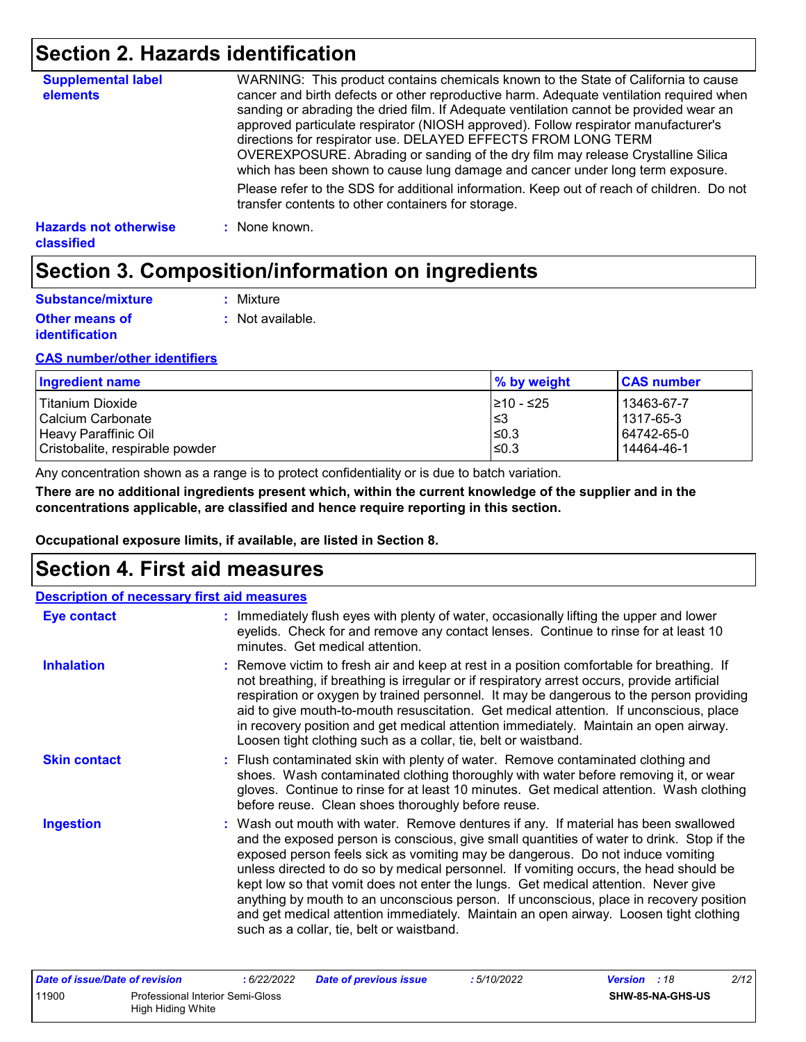## Section 2. Hazards identification

**Supplemental label elements**

WARNING: This product contains chemicals known to the State of California to cause cancer and birth defects or other reproductive harm. Adequate ventilation required when sanding or abrading the dried film. If Adequate ventilation cannot be provided wear an approved particulate respirator (NIOSH approved). Follow respirator manufacturer's directions for respirator use. DELAYED EFFECTS FROM LONG TERM OVEREXPOSURE. Abrading or sanding of the dry film may release Crystalline Silica which has been shown to cause lung damage and cancer under long term exposure.

Please refer to the SDS for additional information. Keep out of reach of children. Do not transfer contents to other containers for storage.

**Hazards not otherwise classified** : None known.

## Section 3. Composition/information on ingredients

**Substance/mixture** : Mixture

**Other means of identification** : Not available.

**CAS number/other identifiers**

| Ingredient name | % by weight | CAS number |
|---|---|---|
| Titanium Dioxide | ≥10 - ≤25 | 13463-67-7 |
| Calcium Carbonate | ≤3 | 1317-65-3 |
| Heavy Paraffinic Oil | ≤0.3 | 64742-65-0 |
| Cristobalite, respirable powder | ≤0.3 | 14464-46-1 |

Any concentration shown as a range is to protect confidentiality or is due to batch variation.

**There are no additional ingredients present which, within the current knowledge of the supplier and in the concentrations applicable, are classified and hence require reporting in this section.**

**Occupational exposure limits, if available, are listed in Section 8.**

## Section 4. First aid measures

**Description of necessary first aid measures**

**Eye contact** : Immediately flush eyes with plenty of water, occasionally lifting the upper and lower eyelids. Check for and remove any contact lenses. Continue to rinse for at least 10 minutes. Get medical attention.

**Inhalation** : Remove victim to fresh air and keep at rest in a position comfortable for breathing. If not breathing, if breathing is irregular or if respiratory arrest occurs, provide artificial respiration or oxygen by trained personnel. It may be dangerous to the person providing aid to give mouth-to-mouth resuscitation. Get medical attention. If unconscious, place in recovery position and get medical attention immediately. Maintain an open airway. Loosen tight clothing such as a collar, tie, belt or waistband.

**Skin contact** : Flush contaminated skin with plenty of water. Remove contaminated clothing and shoes. Wash contaminated clothing thoroughly with water before removing it, or wear gloves. Continue to rinse for at least 10 minutes. Get medical attention. Wash clothing before reuse. Clean shoes thoroughly before reuse.

**Ingestion** : Wash out mouth with water. Remove dentures if any. If material has been swallowed and the exposed person is conscious, give small quantities of water to drink. Stop if the exposed person feels sick as vomiting may be dangerous. Do not induce vomiting unless directed to do so by medical personnel. If vomiting occurs, the head should be kept low so that vomit does not enter the lungs. Get medical attention. Never give anything by mouth to an unconscious person. If unconscious, place in recovery position and get medical attention immediately. Maintain an open airway. Loosen tight clothing such as a collar, tie, belt or waistband.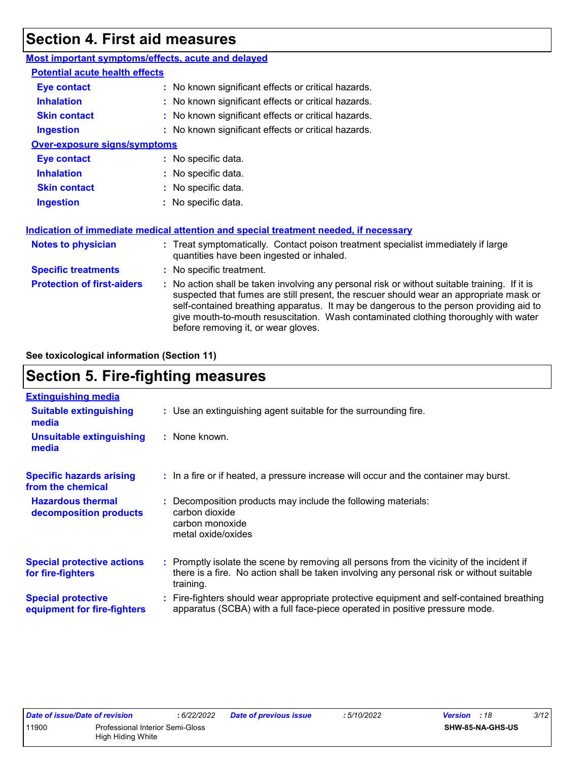## Section 4. First aid measures

### Most important symptoms/effects, acute and delayed

#### Potential acute health effects

**Eye contact** : No known significant effects or critical hazards.

**Inhalation** : No known significant effects or critical hazards.

**Skin contact** : No known significant effects or critical hazards.

**Ingestion** : No known significant effects or critical hazards.

#### Over-exposure signs/symptoms

**Eye contact** : No specific data.

**Inhalation** : No specific data.

**Skin contact** : No specific data.

**Ingestion** : No specific data.

### Indication of immediate medical attention and special treatment needed, if necessary

**Notes to physician** : Treat symptomatically. Contact poison treatment specialist immediately if large quantities have been ingested or inhaled.

**Specific treatments** : No specific treatment.

**Protection of first-aiders** : No action shall be taken involving any personal risk or without suitable training. If it is suspected that fumes are still present, the rescuer should wear an appropriate mask or self-contained breathing apparatus. It may be dangerous to the person providing aid to give mouth-to-mouth resuscitation. Wash contaminated clothing thoroughly with water before removing it, or wear gloves.

**See toxicological information (Section 11)**

## Section 5. Fire-fighting measures

### Extinguishing media

**Suitable extinguishing media** : Use an extinguishing agent suitable for the surrounding fire.

**Unsuitable extinguishing media** : None known.

**Specific hazards arising from the chemical** : In a fire or if heated, a pressure increase will occur and the container may burst.

**Hazardous thermal decomposition products** : Decomposition products may include the following materials:
carbon dioxide
carbon monoxide
metal oxide/oxides

**Special protective actions for fire-fighters** : Promptly isolate the scene by removing all persons from the vicinity of the incident if there is a fire. No action shall be taken involving any personal risk or without suitable training.

**Special protective equipment for fire-fighters** : Fire-fighters should wear appropriate protective equipment and self-contained breathing apparatus (SCBA) with a full face-piece operated in positive pressure mode.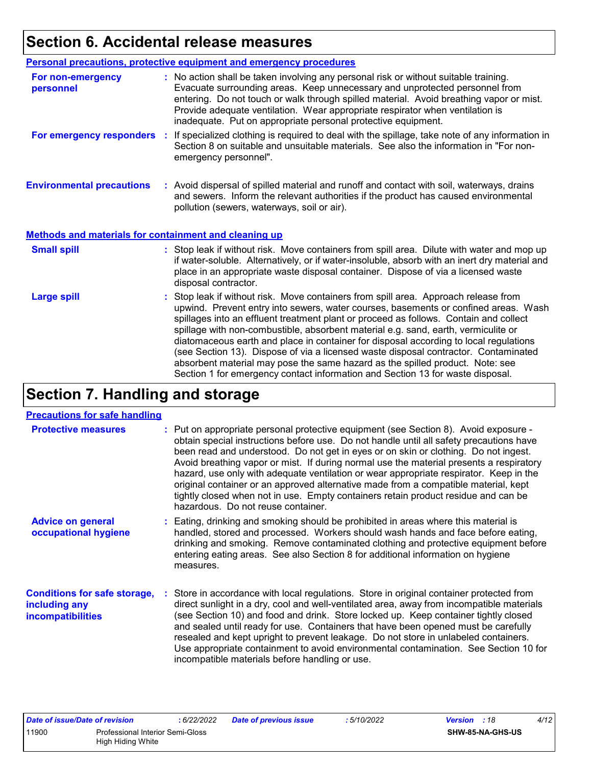# Section 6. Accidental release measures

## Personal precautions, protective equipment and emergency procedures

**For non-emergency personnel** : No action shall be taken involving any personal risk or without suitable training. Evacuate surrounding areas. Keep unnecessary and unprotected personnel from entering. Do not touch or walk through spilled material. Avoid breathing vapor or mist. Provide adequate ventilation. Wear appropriate respirator when ventilation is inadequate. Put on appropriate personal protective equipment.

**For emergency responders** : If specialized clothing is required to deal with the spillage, take note of any information in Section 8 on suitable and unsuitable materials. See also the information in "For non-emergency personnel".

**Environmental precautions** : Avoid dispersal of spilled material and runoff and contact with soil, waterways, drains and sewers. Inform the relevant authorities if the product has caused environmental pollution (sewers, waterways, soil or air).

## Methods and materials for containment and cleaning up

**Small spill** : Stop leak if without risk. Move containers from spill area. Dilute with water and mop up if water-soluble. Alternatively, or if water-insoluble, absorb with an inert dry material and place in an appropriate waste disposal container. Dispose of via a licensed waste disposal contractor.

**Large spill** : Stop leak if without risk. Move containers from spill area. Approach release from upwind. Prevent entry into sewers, water courses, basements or confined areas. Wash spillages into an effluent treatment plant or proceed as follows. Contain and collect spillage with non-combustible, absorbent material e.g. sand, earth, vermiculite or diatomaceous earth and place in container for disposal according to local regulations (see Section 13). Dispose of via a licensed waste disposal contractor. Contaminated absorbent material may pose the same hazard as the spilled product. Note: see Section 1 for emergency contact information and Section 13 for waste disposal.

# Section 7. Handling and storage

## Precautions for safe handling

**Protective measures** : Put on appropriate personal protective equipment (see Section 8). Avoid exposure - obtain special instructions before use. Do not handle until all safety precautions have been read and understood. Do not get in eyes or on skin or clothing. Do not ingest. Avoid breathing vapor or mist. If during normal use the material presents a respiratory hazard, use only with adequate ventilation or wear appropriate respirator. Keep in the original container or an approved alternative made from a compatible material, kept tightly closed when not in use. Empty containers retain product residue and can be hazardous. Do not reuse container.

**Advice on general occupational hygiene** : Eating, drinking and smoking should be prohibited in areas where this material is handled, stored and processed. Workers should wash hands and face before eating, drinking and smoking. Remove contaminated clothing and protective equipment before entering eating areas. See also Section 8 for additional information on hygiene measures.

**Conditions for safe storage, including any incompatibilities** : Store in accordance with local regulations. Store in original container protected from direct sunlight in a dry, cool and well-ventilated area, away from incompatible materials (see Section 10) and food and drink. Store locked up. Keep container tightly closed and sealed until ready for use. Containers that have been opened must be carefully resealed and kept upright to prevent leakage. Do not store in unlabeled containers. Use appropriate containment to avoid environmental contamination. See Section 10 for incompatible materials before handling or use.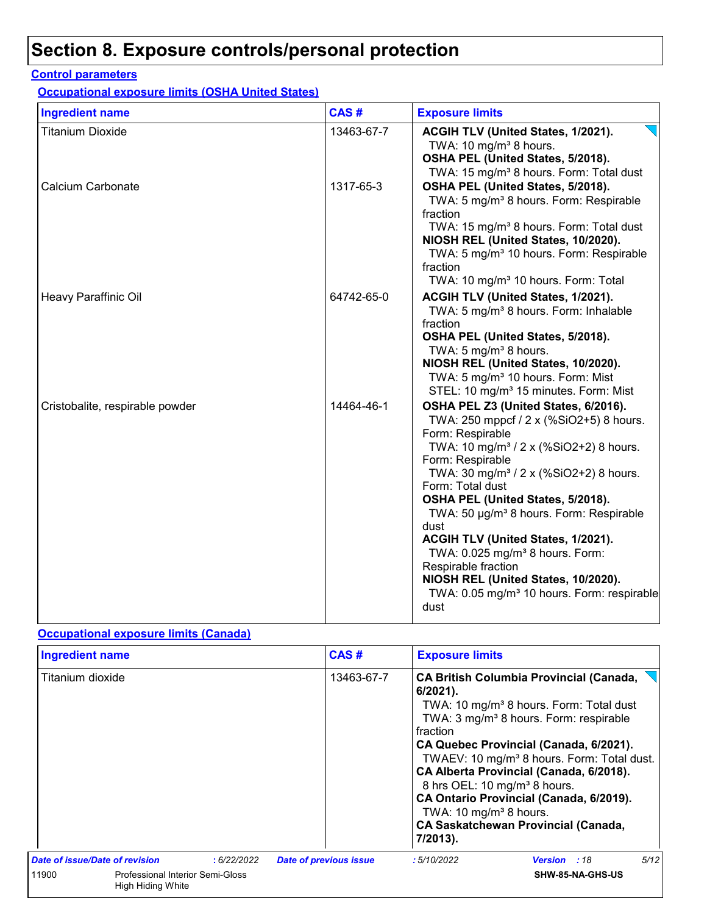# Section 8. Exposure controls/personal protection

**Control parameters**

**Occupational exposure limits (OSHA United States)**

| Ingredient name | CAS # | Exposure limits |
|---|---|---|
| Titanium Dioxide | 13463-67-7 | **ACGIH TLV (United States, 1/2021).**<br>TWA: 10 mg/m³ 8 hours.<br>**OSHA PEL (United States, 5/2018).**<br>TWA: 15 mg/m³ 8 hours. Form: Total dust |
| Calcium Carbonate | 1317-65-3 | **OSHA PEL (United States, 5/2018).**<br>TWA: 5 mg/m³ 8 hours. Form: Respirable fraction<br>TWA: 15 mg/m³ 8 hours. Form: Total dust<br>**NIOSH REL (United States, 10/2020).**<br>TWA: 5 mg/m³ 10 hours. Form: Respirable fraction<br>TWA: 10 mg/m³ 10 hours. Form: Total |
| Heavy Paraffinic Oil | 64742-65-0 | **ACGIH TLV (United States, 1/2021).**<br>TWA: 5 mg/m³ 8 hours. Form: Inhalable fraction<br>**OSHA PEL (United States, 5/2018).**<br>TWA: 5 mg/m³ 8 hours.<br>**NIOSH REL (United States, 10/2020).**<br>TWA: 5 mg/m³ 10 hours. Form: Mist<br>STEL: 10 mg/m³ 15 minutes. Form: Mist |
| Cristobalite, respirable powder | 14464-46-1 | **OSHA PEL Z3 (United States, 6/2016).**<br>TWA: 250 mppcf / 2 x (%SiO2+5) 8 hours. Form: Respirable<br>TWA: 10 mg/m³ / 2 x (%SiO2+2) 8 hours. Form: Respirable<br>TWA: 30 mg/m³ / 2 x (%SiO2+2) 8 hours. Form: Total dust<br>**OSHA PEL (United States, 5/2018).**<br>TWA: 50 µg/m³ 8 hours. Form: Respirable dust<br>**ACGIH TLV (United States, 1/2021).**<br>TWA: 0.025 mg/m³ 8 hours. Form: Respirable fraction<br>**NIOSH REL (United States, 10/2020).**<br>TWA: 0.05 mg/m³ 10 hours. Form: respirable dust |

**Occupational exposure limits (Canada)**

| Ingredient name | CAS # | Exposure limits |
|---|---|---|
| Titanium dioxide | 13463-67-7 | **CA British Columbia Provincial (Canada, 6/2021).**<br>TWA: 10 mg/m³ 8 hours. Form: Total dust<br>TWA: 3 mg/m³ 8 hours. Form: respirable fraction<br>**CA Quebec Provincial (Canada, 6/2021).**<br>TWAEV: 10 mg/m³ 8 hours. Form: Total dust.<br>**CA Alberta Provincial (Canada, 6/2018).**<br>8 hrs OEL: 10 mg/m³ 8 hours.<br>**CA Ontario Provincial (Canada, 6/2019).**<br>TWA: 10 mg/m³ 8 hours.<br>**CA Saskatchewan Provincial (Canada, 7/2013).** |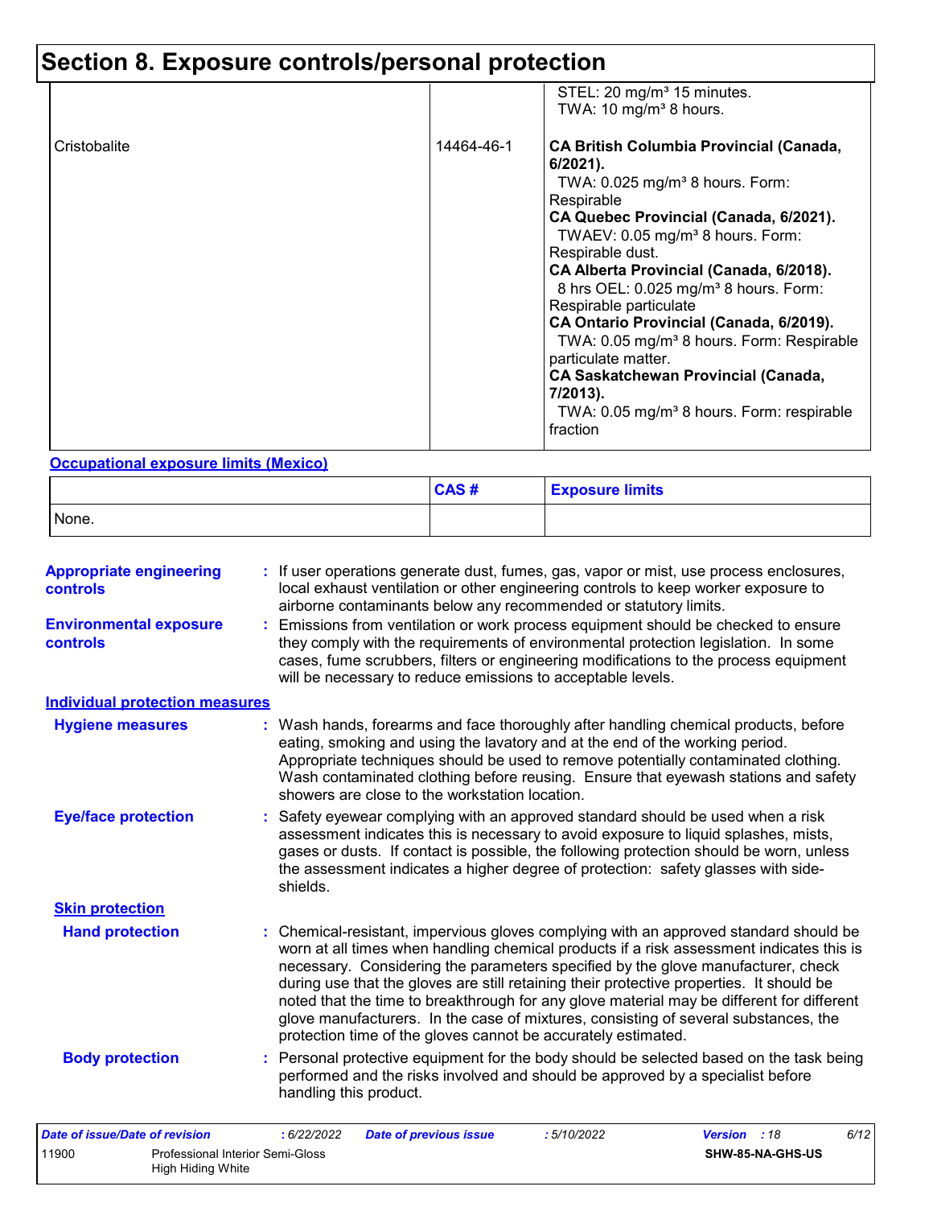# Section 8. Exposure controls/personal protection

| | | |
|---|---|---|
| | | STEL: 20 mg/m³ 15 minutes.<br>TWA: 10 mg/m³ 8 hours. |
| Cristobalite | 14464-46-1 | **CA British Columbia Provincial (Canada, 6/2021).**<br>TWA: 0.025 mg/m³ 8 hours. Form: Respirable<br>**CA Quebec Provincial (Canada, 6/2021).**<br>TWAEV: 0.05 mg/m³ 8 hours. Form: Respirable dust.<br>**CA Alberta Provincial (Canada, 6/2018).**<br>8 hrs OEL: 0.025 mg/m³ 8 hours. Form: Respirable particulate<br>**CA Ontario Provincial (Canada, 6/2019).**<br>TWA: 0.05 mg/m³ 8 hours. Form: Respirable particulate matter.<br>**CA Saskatchewan Provincial (Canada, 7/2013).**<br>TWA: 0.05 mg/m³ 8 hours. Form: respirable fraction |

**Occupational exposure limits (Mexico)**

| | CAS # | Exposure limits |
|---|---|---|
| None. | | |

**Appropriate engineering controls** : If user operations generate dust, fumes, gas, vapor or mist, use process enclosures, local exhaust ventilation or other engineering controls to keep worker exposure to airborne contaminants below any recommended or statutory limits.

**Environmental exposure controls** : Emissions from ventilation or work process equipment should be checked to ensure they comply with the requirements of environmental protection legislation. In some cases, fume scrubbers, filters or engineering modifications to the process equipment will be necessary to reduce emissions to acceptable levels.

**Individual protection measures**

**Hygiene measures** : Wash hands, forearms and face thoroughly after handling chemical products, before eating, smoking and using the lavatory and at the end of the working period. Appropriate techniques should be used to remove potentially contaminated clothing. Wash contaminated clothing before reusing. Ensure that eyewash stations and safety showers are close to the workstation location.

**Eye/face protection** : Safety eyewear complying with an approved standard should be used when a risk assessment indicates this is necessary to avoid exposure to liquid splashes, mists, gases or dusts. If contact is possible, the following protection should be worn, unless the assessment indicates a higher degree of protection: safety glasses with side-shields.

**Skin protection**

**Hand protection** : Chemical-resistant, impervious gloves complying with an approved standard should be worn at all times when handling chemical products if a risk assessment indicates this is necessary. Considering the parameters specified by the glove manufacturer, check during use that the gloves are still retaining their protective properties. It should be noted that the time to breakthrough for any glove material may be different for different glove manufacturers. In the case of mixtures, consisting of several substances, the protection time of the gloves cannot be accurately estimated.

**Body protection** : Personal protective equipment for the body should be selected based on the task being performed and the risks involved and should be approved by a specialist before handling this product.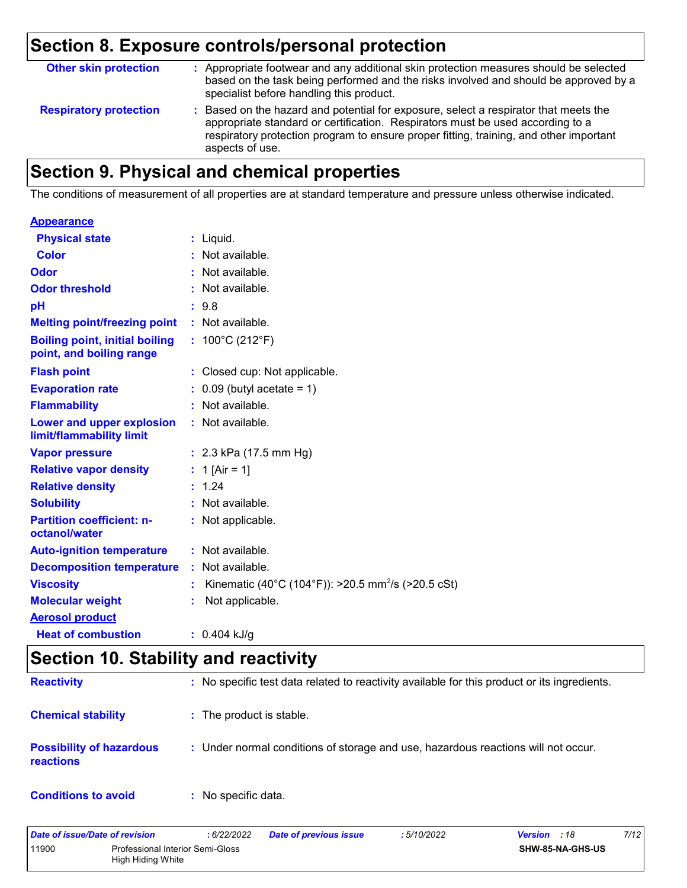## Section 8. Exposure controls/personal protection

**Other skin protection** : Appropriate footwear and any additional skin protection measures should be selected based on the task being performed and the risks involved and should be approved by a specialist before handling this product.

**Respiratory protection** : Based on the hazard and potential for exposure, select a respirator that meets the appropriate standard or certification. Respirators must be used according to a respiratory protection program to ensure proper fitting, training, and other important aspects of use.

## Section 9. Physical and chemical properties

The conditions of measurement of all properties are at standard temperature and pressure unless otherwise indicated.

**Appearance**

| | |
|---|---|
| **Physical state** | Liquid. |
| **Color** | Not available. |
| **Odor** | Not available. |
| **Odor threshold** | Not available. |
| **pH** | 9.8 |
| **Melting point/freezing point** | Not available. |
| **Boiling point, initial boiling point, and boiling range** | 100°C (212°F) |
| **Flash point** | Closed cup: Not applicable. |
| **Evaporation rate** | 0.09 (butyl acetate = 1) |
| **Flammability** | Not available. |
| **Lower and upper explosion limit/flammability limit** | Not available. |
| **Vapor pressure** | 2.3 kPa (17.5 mm Hg) |
| **Relative vapor density** | 1 [Air = 1] |
| **Relative density** | 1.24 |
| **Solubility** | Not available. |
| **Partition coefficient: n-octanol/water** | Not applicable. |
| **Auto-ignition temperature** | Not available. |
| **Decomposition temperature** | Not available. |
| **Viscosity** | Kinematic (40°C (104°F)): >20.5 $mm^2/s$ (>20.5 cSt) |
| **Molecular weight** | Not applicable. |

**Aerosol product**

| | |
|---|---|
| **Heat of combustion** | 0.404 kJ/g |

## Section 10. Stability and reactivity

**Reactivity** : No specific test data related to reactivity available for this product or its ingredients.

**Chemical stability** : The product is stable.

**Possibility of hazardous reactions** : Under normal conditions of storage and use, hazardous reactions will not occur.

**Conditions to avoid** : No specific data.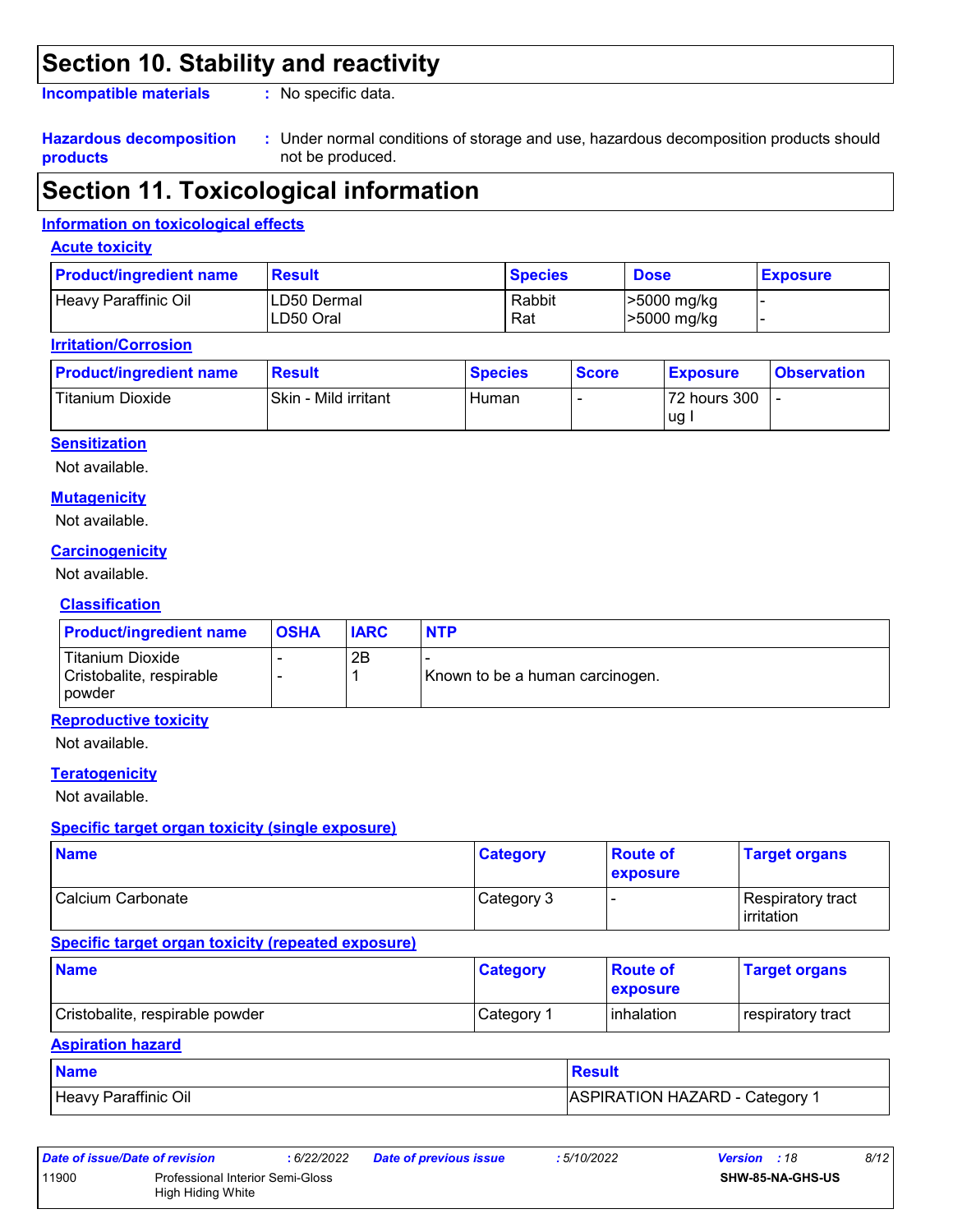## Section 10. Stability and reactivity

**Incompatible materials** : No specific data.

**Hazardous decomposition products** : Under normal conditions of storage and use, hazardous decomposition products should not be produced.

## Section 11. Toxicological information

### Information on toxicological effects

#### Acute toxicity

| Product/ingredient name | Result | Species | Dose | Exposure |
|---|---|---|---|---|
| Heavy Paraffinic Oil | LD50 Dermal<br>LD50 Oral | Rabbit<br>Rat | >5000 mg/kg<br>>5000 mg/kg | -<br>- |

#### Irritation/Corrosion

| Product/ingredient name | Result | Species | Score | Exposure | Observation |
|---|---|---|---|---|---|
| Titanium Dioxide | Skin - Mild irritant | Human | - | 72 hours 300 ug I | - |

#### Sensitization

Not available.

#### Mutagenicity

Not available.

#### Carcinogenicity

Not available.

#### Classification

| Product/ingredient name | OSHA | IARC | NTP |
|---|---|---|---|
| Titanium Dioxide<br>Cristobalite, respirable powder | -<br>- | 2B<br>1 | -<br>Known to be a human carcinogen. |

#### Reproductive toxicity

Not available.

#### Teratogenicity

Not available.

#### Specific target organ toxicity (single exposure)

| Name | Category | Route of exposure | Target organs |
|---|---|---|---|
| Calcium Carbonate | Category 3 | - | Respiratory tract irritation |

#### Specific target organ toxicity (repeated exposure)

| Name | Category | Route of exposure | Target organs |
|---|---|---|---|
| Cristobalite, respirable powder | Category 1 | inhalation | respiratory tract |

#### Aspiration hazard

| Name | Result |
|---|---|
| Heavy Paraffinic Oil | ASPIRATION HAZARD - Category 1 |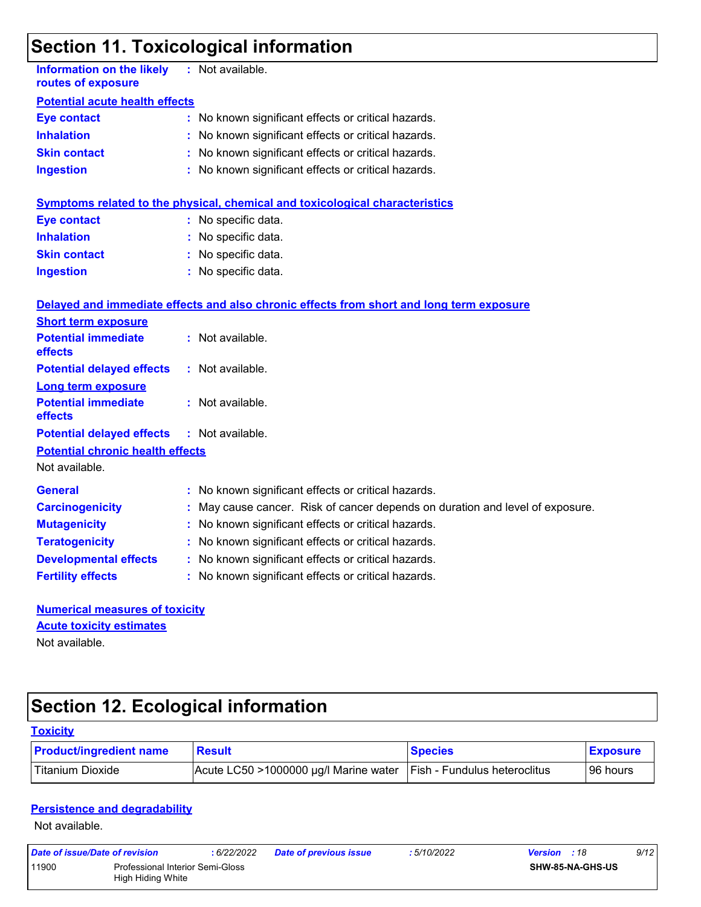## Section 11. Toxicological information

**Information on the likely routes of exposure** : Not available.

**Potential acute health effects**

**Eye contact** : No known significant effects or critical hazards.
**Inhalation** : No known significant effects or critical hazards.
**Skin contact** : No known significant effects or critical hazards.
**Ingestion** : No known significant effects or critical hazards.

**Symptoms related to the physical, chemical and toxicological characteristics**

**Eye contact** : No specific data.
**Inhalation** : No specific data.
**Skin contact** : No specific data.
**Ingestion** : No specific data.

**Delayed and immediate effects and also chronic effects from short and long term exposure**

**Short term exposure**

**Potential immediate effects** : Not available.
**Potential delayed effects** : Not available.

**Long term exposure**

**Potential immediate effects** : Not available.
**Potential delayed effects** : Not available.

**Potential chronic health effects**

Not available.

**General** : No known significant effects or critical hazards.
**Carcinogenicity** : May cause cancer. Risk of cancer depends on duration and level of exposure.
**Mutagenicity** : No known significant effects or critical hazards.
**Teratogenicity** : No known significant effects or critical hazards.
**Developmental effects** : No known significant effects or critical hazards.
**Fertility effects** : No known significant effects or critical hazards.

**Numerical measures of toxicity**

**Acute toxicity estimates**

Not available.

## Section 12. Ecological information

**Toxicity**

| Product/ingredient name | Result | Species | Exposure |
|---|---|---|---|
| Titanium Dioxide | Acute LC50 >1000000 µg/l Marine water | Fish - Fundulus heteroclitus | 96 hours |

**Persistence and degradability**

Not available.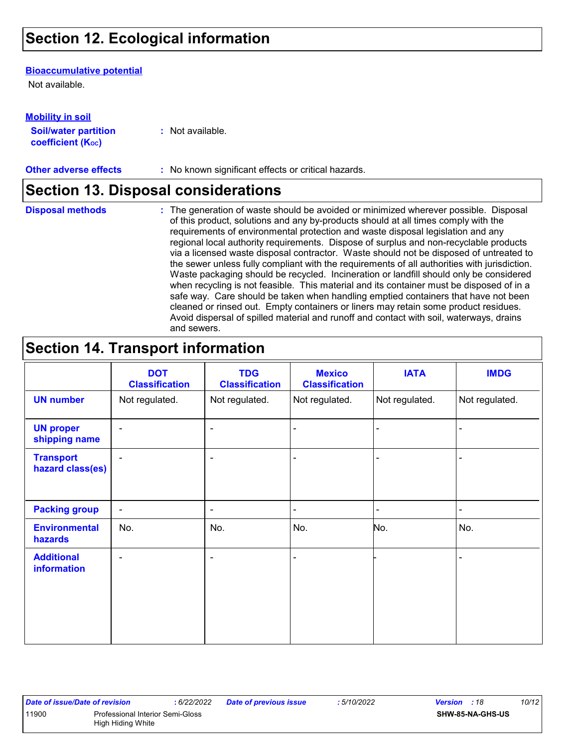# Section 12. Ecological information

**Bioaccumulative potential**

Not available.

**Mobility in soil**

**Soil/water partition coefficient ($K_{OC}$)** : Not available.

**Other adverse effects** : No known significant effects or critical hazards.

# Section 13. Disposal considerations

**Disposal methods** : The generation of waste should be avoided or minimized wherever possible. Disposal of this product, solutions and any by-products should at all times comply with the requirements of environmental protection and waste disposal legislation and any regional local authority requirements. Dispose of surplus and non-recyclable products via a licensed waste disposal contractor. Waste should not be disposed of untreated to the sewer unless fully compliant with the requirements of all authorities with jurisdiction. Waste packaging should be recycled. Incineration or landfill should only be considered when recycling is not feasible. This material and its container must be disposed of in a safe way. Care should be taken when handling emptied containers that have not been cleaned or rinsed out. Empty containers or liners may retain some product residues. Avoid dispersal of spilled material and runoff and contact with soil, waterways, drains and sewers.

# Section 14. Transport information

| | DOT Classification | TDG Classification | Mexico Classification | IATA | IMDG |
|---|---|---|---|---|---|
| **UN number** | Not regulated. | Not regulated. | Not regulated. | Not regulated. | Not regulated. |
| **UN proper shipping name** | - | - | - | - | - |
| **Transport hazard class(es)** | - | - | - | - | - |
| **Packing group** | - | - | - | - | - |
| **Environmental hazards** | No. | No. | No. | No. | No. |
| **Additional information** | - | - | - | - | - |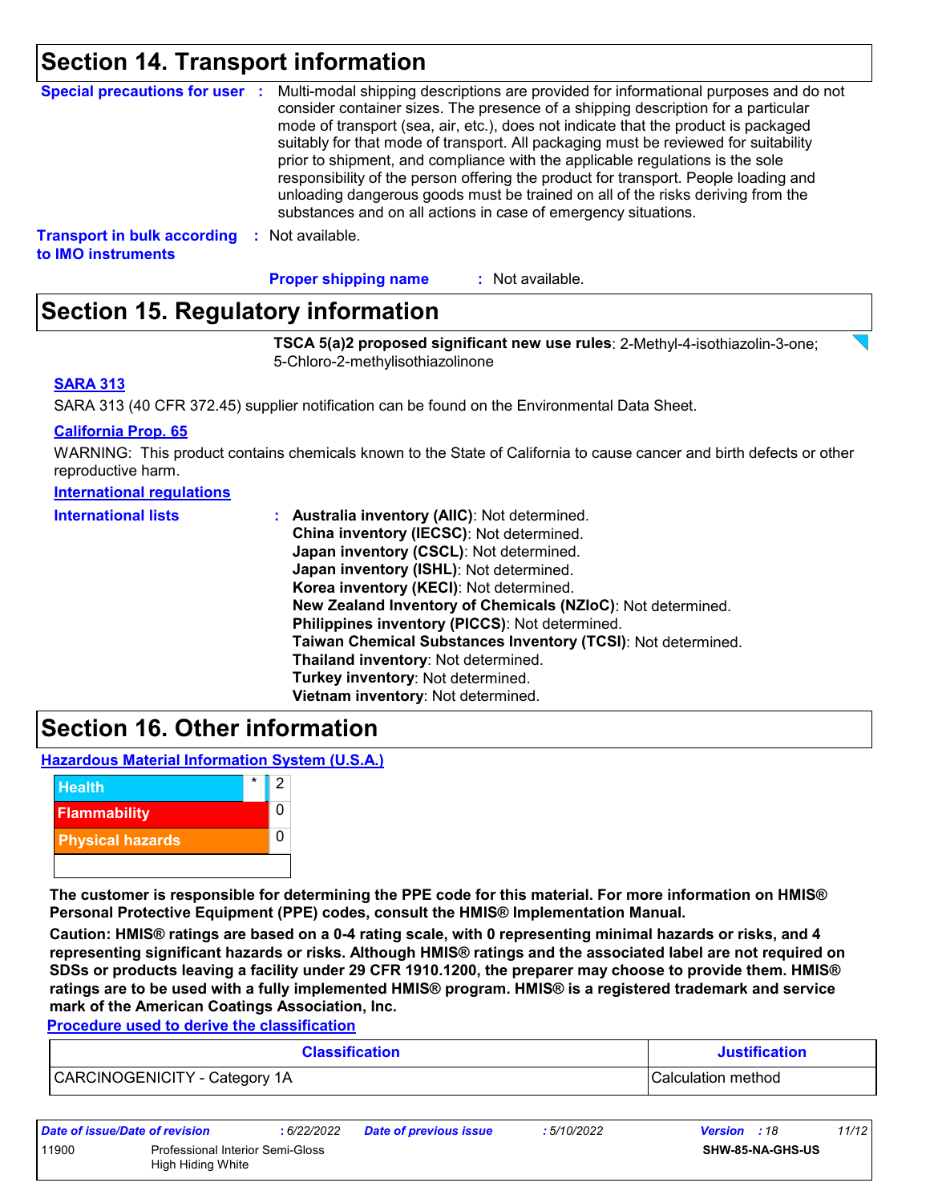## Section 14. Transport information

**Special precautions for user** : Multi-modal shipping descriptions are provided for informational purposes and do not consider container sizes. The presence of a shipping description for a particular mode of transport (sea, air, etc.), does not indicate that the product is packaged suitably for that mode of transport. All packaging must be reviewed for suitability prior to shipment, and compliance with the applicable regulations is the sole responsibility of the person offering the product for transport. People loading and unloading dangerous goods must be trained on all of the risks deriving from the substances and on all actions in case of emergency situations.

**Transport in bulk according to IMO instruments** : Not available.

**Proper shipping name** : Not available.

## Section 15. Regulatory information

**TSCA 5(a)2 proposed significant new use rules**: 2-Methyl-4-isothiazolin-3-one; 5-Chloro-2-methylisothiazolinone

**SARA 313**

SARA 313 (40 CFR 372.45) supplier notification can be found on the Environmental Data Sheet.

**California Prop. 65**

WARNING: This product contains chemicals known to the State of California to cause cancer and birth defects or other reproductive harm.

**International regulations**

**International lists** :
- **Australia inventory (AIIC)**: Not determined.
- **China inventory (IECSC)**: Not determined.
- **Japan inventory (CSCL)**: Not determined.
- **Japan inventory (ISHL)**: Not determined.
- **Korea inventory (KECI)**: Not determined.
- **New Zealand Inventory of Chemicals (NZIoC)**: Not determined.
- **Philippines inventory (PICCS)**: Not determined.
- **Taiwan Chemical Substances Inventory (TCSI)**: Not determined.
- **Thailand inventory**: Not determined.
- **Turkey inventory**: Not determined.
- **Vietnam inventory**: Not determined.

## Section 16. Other information

**Hazardous Material Information System (U.S.A.)**

| | | |
|---|---|---|
| Health | * | 2 |
| Flammability | | 0 |
| Physical hazards | | 0 |
| | | |

**The customer is responsible for determining the PPE code for this material. For more information on HMIS® Personal Protective Equipment (PPE) codes, consult the HMIS® Implementation Manual.**

**Caution: HMIS® ratings are based on a 0-4 rating scale, with 0 representing minimal hazards or risks, and 4 representing significant hazards or risks. Although HMIS® ratings and the associated label are not required on SDSs or products leaving a facility under 29 CFR 1910.1200, the preparer may choose to provide them. HMIS® ratings are to be used with a fully implemented HMIS® program. HMIS® is a registered trademark and service mark of the American Coatings Association, Inc.**

**Procedure used to derive the classification**

| Classification | Justification |
|---|---|
| CARCINOGENICITY - Category 1A | Calculation method |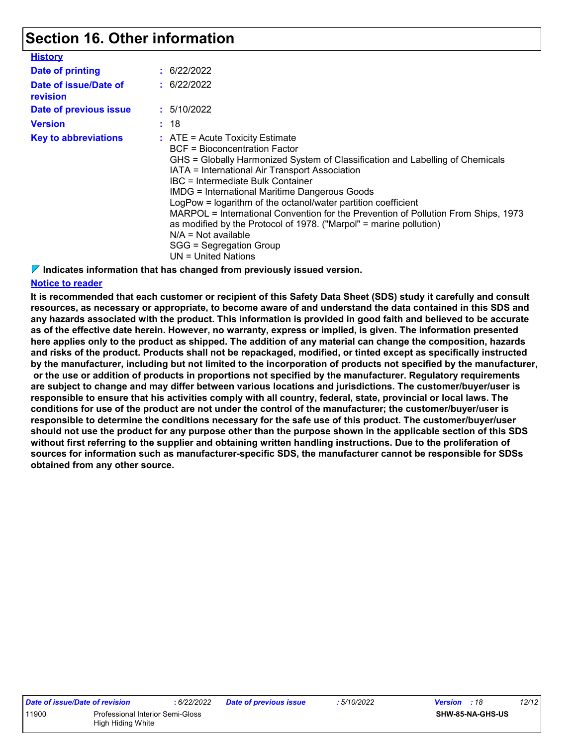# Section 16. Other information

**History**

| | |
|---|---|
| **Date of printing** | : 6/22/2022 |
| **Date of issue/Date of revision** | : 6/22/2022 |
| **Date of previous issue** | : 5/10/2022 |
| **Version** | : 18 |
| **Key to abbreviations** | : ATE = Acute Toxicity Estimate<br>BCF = Bioconcentration Factor<br>GHS = Globally Harmonized System of Classification and Labelling of Chemicals<br>IATA = International Air Transport Association<br>IBC = Intermediate Bulk Container<br>IMDG = International Maritime Dangerous Goods<br>LogPow = logarithm of the octanol/water partition coefficient<br>MARPOL = International Convention for the Prevention of Pollution From Ships, 1973 as modified by the Protocol of 1978. ("Marpol" = marine pollution)<br>N/A = Not available<br>SGG = Segregation Group<br>UN = United Nations |

**Indicates information that has changed from previously issued version.**

**Notice to reader**

**It is recommended that each customer or recipient of this Safety Data Sheet (SDS) study it carefully and consult resources, as necessary or appropriate, to become aware of and understand the data contained in this SDS and any hazards associated with the product. This information is provided in good faith and believed to be accurate as of the effective date herein. However, no warranty, express or implied, is given. The information presented here applies only to the product as shipped. The addition of any material can change the composition, hazards and risks of the product. Products shall not be repackaged, modified, or tinted except as specifically instructed by the manufacturer, including but not limited to the incorporation of products not specified by the manufacturer, or the use or addition of products in proportions not specified by the manufacturer. Regulatory requirements are subject to change and may differ between various locations and jurisdictions. The customer/buyer/user is responsible to ensure that his activities comply with all country, federal, state, provincial or local laws. The conditions for use of the product are not under the control of the manufacturer; the customer/buyer/user is responsible to determine the conditions necessary for the safe use of this product. The customer/buyer/user should not use the product for any purpose other than the purpose shown in the applicable section of this SDS without first referring to the supplier and obtaining written handling instructions. Due to the proliferation of sources for information such as manufacturer-specific SDS, the manufacturer cannot be responsible for SDSs obtained from any other source.**